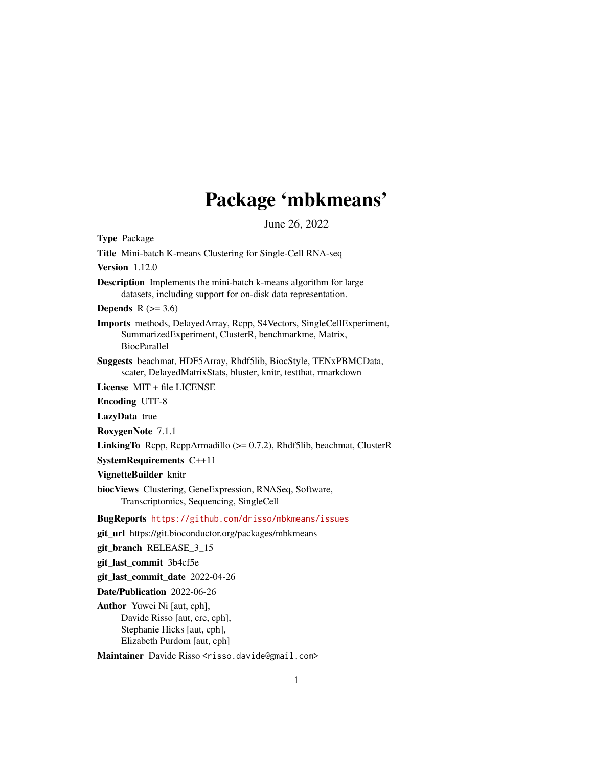# Package 'mbkmeans'

June 26, 2022

**Type** Package

**Title** Mini-batch K-means Clustering for Single-Cell RNA-seq

**Version** 1.12.0

**Description** Implements the mini-batch k-means algorithm for large datasets, including support for on-disk data representation.

**Depends** R (>= 3.6)

**Imports** methods, DelayedArray, Rcpp, S4Vectors, SingleCellExperiment, SummarizedExperiment, ClusterR, benchmarkme, Matrix, BiocParallel

**Suggests** beachmat, HDF5Array, Rhdf5lib, BiocStyle, TENxPBMCData, scater, DelayedMatrixStats, bluster, knitr, testthat, rmarkdown

**License** MIT + file LICENSE

**Encoding** UTF-8

**LazyData** true

**RoxygenNote** 7.1.1

**LinkingTo** Rcpp, RcppArmadillo (>= 0.7.2), Rhdf5lib, beachmat, ClusterR

**SystemRequirements** C++11

**VignetteBuilder** knitr

**biocViews** Clustering, GeneExpression, RNASeq, Software, Transcriptomics, Sequencing, SingleCell

**BugReports** https://github.com/drisso/mbkmeans/issues

**git_url** https://git.bioconductor.org/packages/mbkmeans

**git_branch** RELEASE_3_15

**git_last_commit** 3b4cf5e

**git_last_commit_date** 2022-04-26

**Date/Publication** 2022-06-26

**Author** Yuwei Ni [aut, cph],
Davide Risso [aut, cre, cph],
Stephanie Hicks [aut, cph],
Elizabeth Purdom [aut, cph]

**Maintainer** Davide Risso <risso.davide@gmail.com>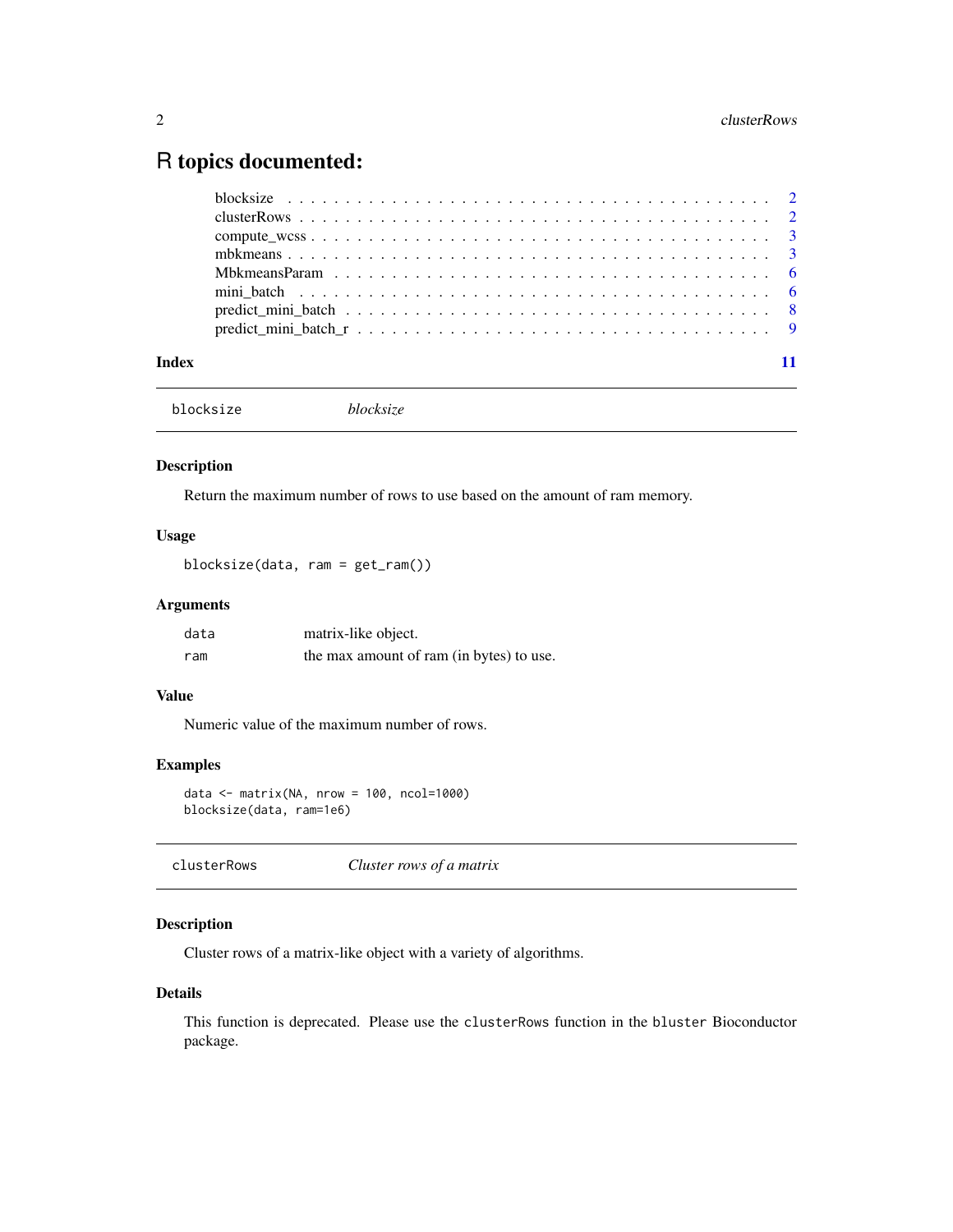# R topics documented:

| | |
|---|---|
| blocksize | 2 |
| clusterRows | 2 |
| compute_wcss | 3 |
| mbkmeans | 3 |
| MbkmeansParam | 6 |
| mini_batch | 6 |
| predict_mini_batch | 8 |
| predict_mini_batch_r | 9 |

**Index** 11

---

## blocksize — *blocksize*

### Description

Return the maximum number of rows to use based on the amount of ram memory.

### Usage

```
blocksize(data, ram = get_ram())
```

### Arguments

| | |
|---|---|
| data | matrix-like object. |
| ram | the max amount of ram (in bytes) to use. |

### Value

Numeric value of the maximum number of rows.

### Examples

```
data <- matrix(NA, nrow = 100, ncol=1000)
blocksize(data, ram=1e6)
```

---

## clusterRows — *Cluster rows of a matrix*

### Description

Cluster rows of a matrix-like object with a variety of algorithms.

### Details

This function is deprecated. Please use the clusterRows function in the bluster Bioconductor package.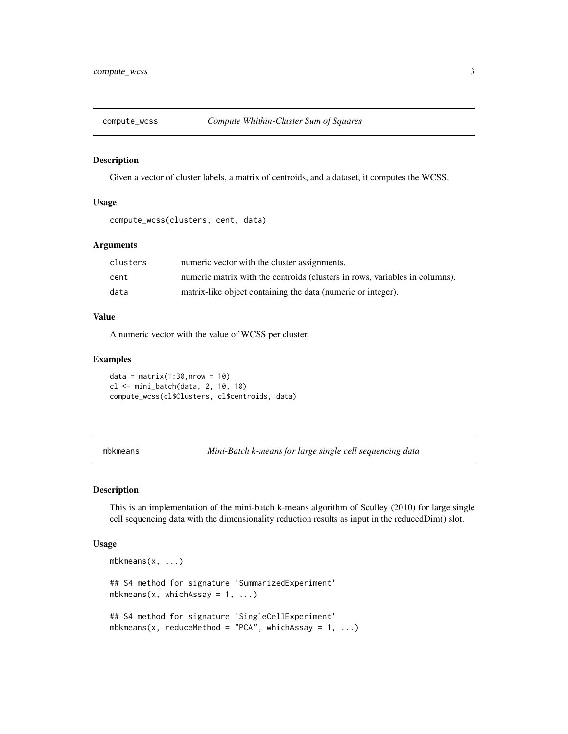## compute_wcss — *Compute Whithin-Cluster Sum of Squares*

### Description

Given a vector of cluster labels, a matrix of centroids, and a dataset, it computes the WCSS.

### Usage

```
compute_wcss(clusters, cent, data)
```

### Arguments

| | |
|---|---|
| clusters | numeric vector with the cluster assignments. |
| cent | numeric matrix with the centroids (clusters in rows, variables in columns). |
| data | matrix-like object containing the data (numeric or integer). |

### Value

A numeric vector with the value of WCSS per cluster.

### Examples

```
data = matrix(1:30,nrow = 10)
cl <- mini_batch(data, 2, 10, 10)
compute_wcss(cl$Clusters, cl$centroids, data)
```

## mbkmeans — *Mini-Batch k-means for large single cell sequencing data*

### Description

This is an implementation of the mini-batch k-means algorithm of Sculley (2010) for large single cell sequencing data with the dimensionality reduction results as input in the reducedDim() slot.

### Usage

```
mbkmeans(x, ...)

## S4 method for signature 'SummarizedExperiment'
mbkmeans(x, whichAssay = 1, ...)

## S4 method for signature 'SingleCellExperiment'
mbkmeans(x, reduceMethod = "PCA", whichAssay = 1, ...)
```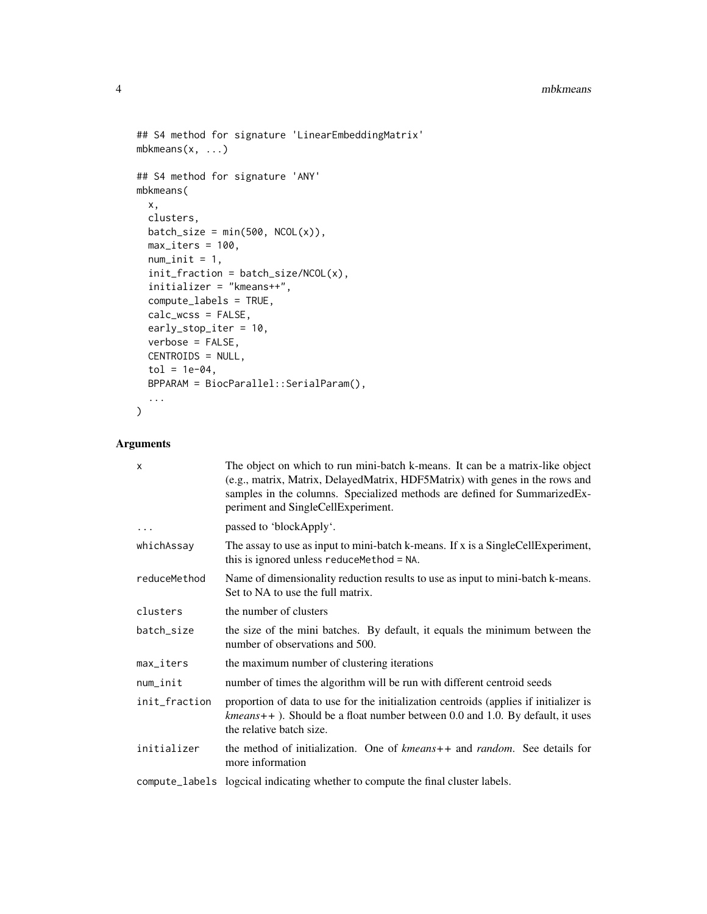```
## S4 method for signature 'LinearEmbeddingMatrix'
mbkmeans(x, ...)

## S4 method for signature 'ANY'
mbkmeans(
  x,
  clusters,
  batch_size = min(500, NCOL(x)),
  max_iters = 100,
  num_init = 1,
  init_fraction = batch_size/NCOL(x),
  initializer = "kmeans++",
  compute_labels = TRUE,
  calc_wcss = FALSE,
  early_stop_iter = 10,
  verbose = FALSE,
  CENTROIDS = NULL,
  tol = 1e-04,
  BPPARAM = BiocParallel::SerialParam(),
  ...
)
```

## Arguments

| | |
|---|---|
| `x` | The object on which to run mini-batch k-means. It can be a matrix-like object (e.g., matrix, Matrix, DelayedMatrix, HDF5Matrix) with genes in the rows and samples in the columns. Specialized methods are defined for SummarizedExperiment and SingleCellExperiment. |
| `...` | passed to 'blockApply'. |
| `whichAssay` | The assay to use as input to mini-batch k-means. If x is a SingleCellExperiment, this is ignored unless `reduceMethod = NA`. |
| `reduceMethod` | Name of dimensionality reduction results to use as input to mini-batch k-means. Set to NA to use the full matrix. |
| `clusters` | the number of clusters |
| `batch_size` | the size of the mini batches. By default, it equals the minimum between the number of observations and 500. |
| `max_iters` | the maximum number of clustering iterations |
| `num_init` | number of times the algorithm will be run with different centroid seeds |
| `init_fraction` | proportion of data to use for the initialization centroids (applies if initializer is *kmeans++* ). Should be a float number between 0.0 and 1.0. By default, it uses the relative batch size. |
| `initializer` | the method of initialization. One of *kmeans++* and *random*. See details for more information |
| `compute_labels` | logcical indicating whether to compute the final cluster labels. |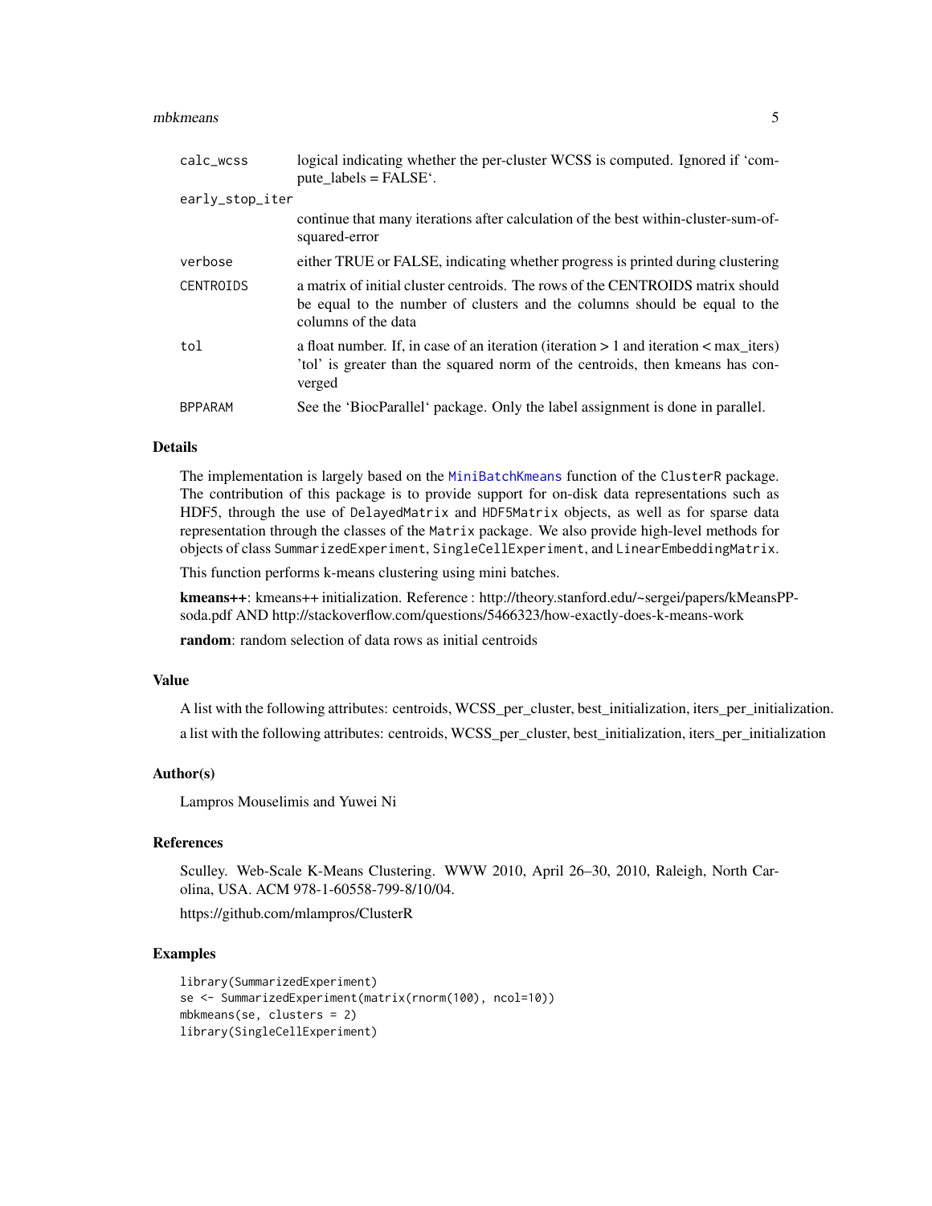| | |
|---|---|
| calc_wcss | logical indicating whether the per-cluster WCSS is computed. Ignored if 'compute_labels = FALSE'. |
| early_stop_iter | continue that many iterations after calculation of the best within-cluster-sum-of-squared-error |
| verbose | either TRUE or FALSE, indicating whether progress is printed during clustering |
| CENTROIDS | a matrix of initial cluster centroids. The rows of the CENTROIDS matrix should be equal to the number of clusters and the columns should be equal to the columns of the data |
| tol | a float number. If, in case of an iteration (iteration > 1 and iteration < max_iters) 'tol' is greater than the squared norm of the centroids, then kmeans has converged |
| BPPARAM | See the 'BiocParallel' package. Only the label assignment is done in parallel. |

## Details

The implementation is largely based on the `MiniBatchKmeans` function of the `ClusterR` package. The contribution of this package is to provide support for on-disk data representations such as HDF5, through the use of `DelayedMatrix` and `HDF5Matrix` objects, as well as for sparse data representation through the classes of the `Matrix` package. We also provide high-level methods for objects of class `SummarizedExperiment`, `SingleCellExperiment`, and `LinearEmbeddingMatrix`.

This function performs k-means clustering using mini batches.

**kmeans++**: kmeans++ initialization. Reference : http://theory.stanford.edu/~sergei/papers/kMeansPP-soda.pdf AND http://stackoverflow.com/questions/5466323/how-exactly-does-k-means-work

**random**: random selection of data rows as initial centroids

## Value

A list with the following attributes: centroids, WCSS_per_cluster, best_initialization, iters_per_initialization.

a list with the following attributes: centroids, WCSS_per_cluster, best_initialization, iters_per_initialization

## Author(s)

Lampros Mouselimis and Yuwei Ni

## References

Sculley. Web-Scale K-Means Clustering. WWW 2010, April 26–30, 2010, Raleigh, North Carolina, USA. ACM 978-1-60558-799-8/10/04.

https://github.com/mlampros/ClusterR

## Examples

```
library(SummarizedExperiment)
se <- SummarizedExperiment(matrix(rnorm(100), ncol=10))
mbkmeans(se, clusters = 2)
library(SingleCellExperiment)
```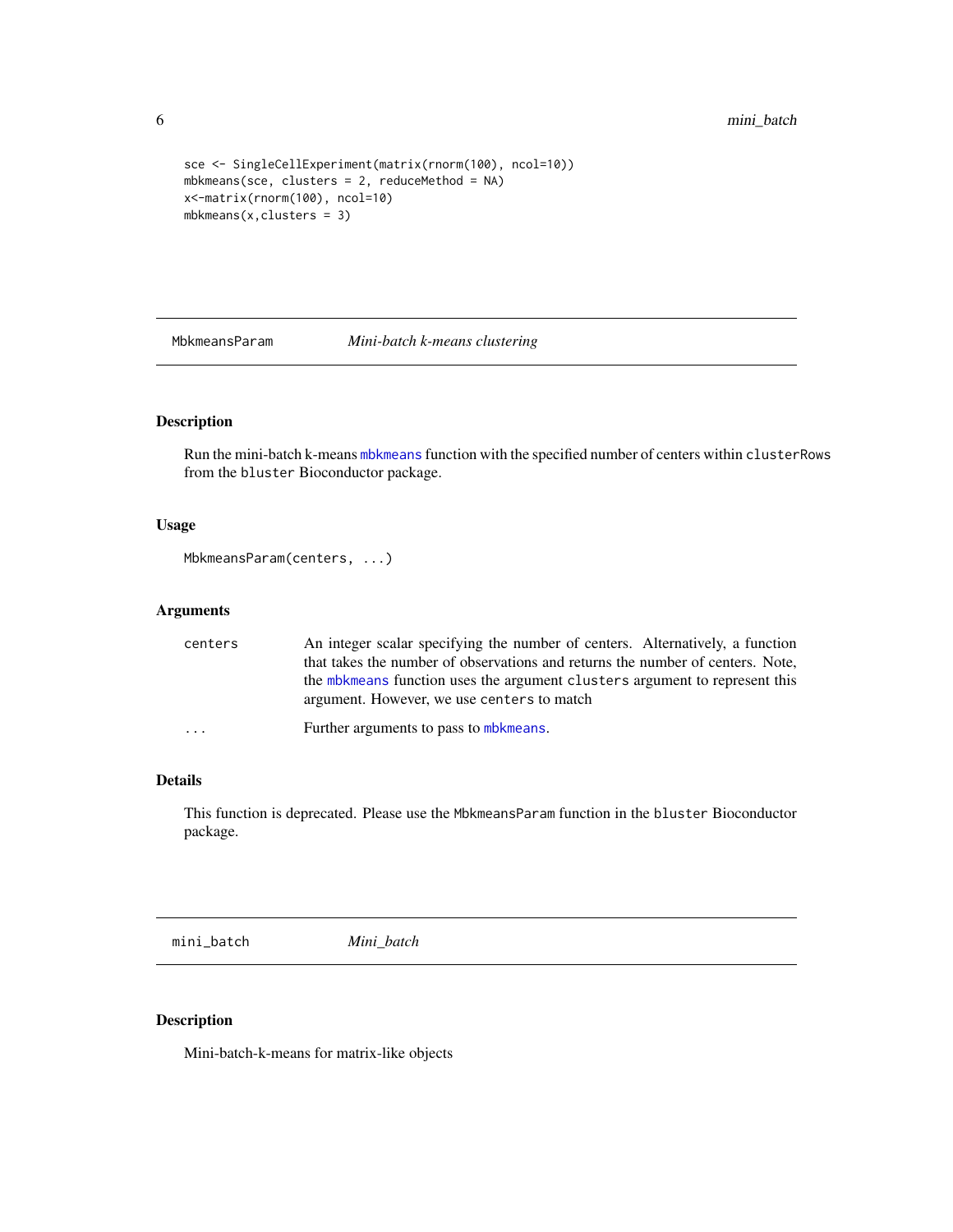```
sce <- SingleCellExperiment(matrix(rnorm(100), ncol=10))
mbkmeans(sce, clusters = 2, reduceMethod = NA)
x<-matrix(rnorm(100), ncol=10)
mbkmeans(x,clusters = 3)
```

## MbkmeansParam *Mini-batch k-means clustering*

### Description

Run the mini-batch k-means mbkmeans function with the specified number of centers within clusterRows from the bluster Bioconductor package.

### Usage

```
MbkmeansParam(centers, ...)
```

### Arguments

| | |
|---|---|
| centers | An integer scalar specifying the number of centers. Alternatively, a function that takes the number of observations and returns the number of centers. Note, the mbkmeans function uses the argument clusters argument to represent this argument. However, we use centers to match |
| ... | Further arguments to pass to mbkmeans. |

### Details

This function is deprecated. Please use the MbkmeansParam function in the bluster Bioconductor package.

## mini_batch *Mini_batch*

### Description

Mini-batch-k-means for matrix-like objects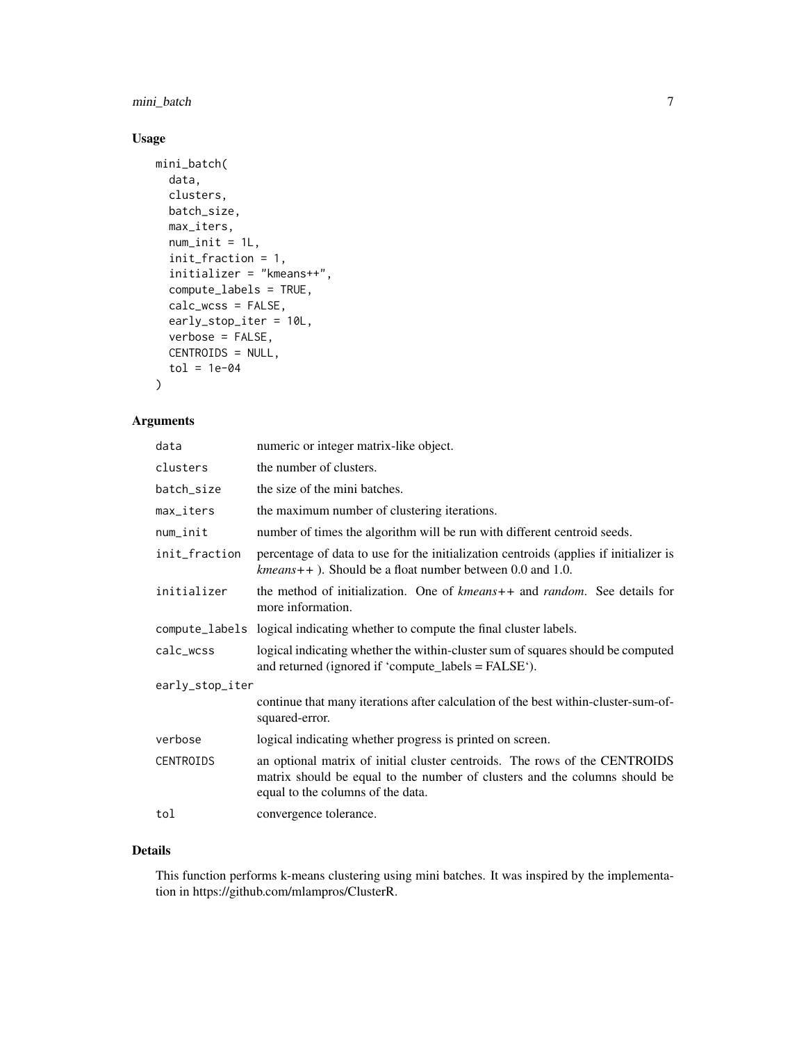## Usage

```
mini_batch(
  data,
  clusters,
  batch_size,
  max_iters,
  num_init = 1L,
  init_fraction = 1,
  initializer = "kmeans++",
  compute_labels = TRUE,
  calc_wcss = FALSE,
  early_stop_iter = 10L,
  verbose = FALSE,
  CENTROIDS = NULL,
  tol = 1e-04
)
```

## Arguments

| Argument | Description |
| --- | --- |
| `data` | numeric or integer matrix-like object. |
| `clusters` | the number of clusters. |
| `batch_size` | the size of the mini batches. |
| `max_iters` | the maximum number of clustering iterations. |
| `num_init` | number of times the algorithm will be run with different centroid seeds. |
| `init_fraction` | percentage of data to use for the initialization centroids (applies if initializer is *kmeans++* ). Should be a float number between 0.0 and 1.0. |
| `initializer` | the method of initialization. One of *kmeans++* and *random*. See details for more information. |
| `compute_labels` | logical indicating whether to compute the final cluster labels. |
| `calc_wcss` | logical indicating whether the within-cluster sum of squares should be computed and returned (ignored if 'compute_labels = FALSE'). |
| `early_stop_iter` | continue that many iterations after calculation of the best within-cluster-sum-of-squared-error. |
| `verbose` | logical indicating whether progress is printed on screen. |
| `CENTROIDS` | an optional matrix of initial cluster centroids. The rows of the CENTROIDS matrix should be equal to the number of clusters and the columns should be equal to the columns of the data. |
| `tol` | convergence tolerance. |

## Details

This function performs k-means clustering using mini batches. It was inspired by the implementation in https://github.com/mlampros/ClusterR.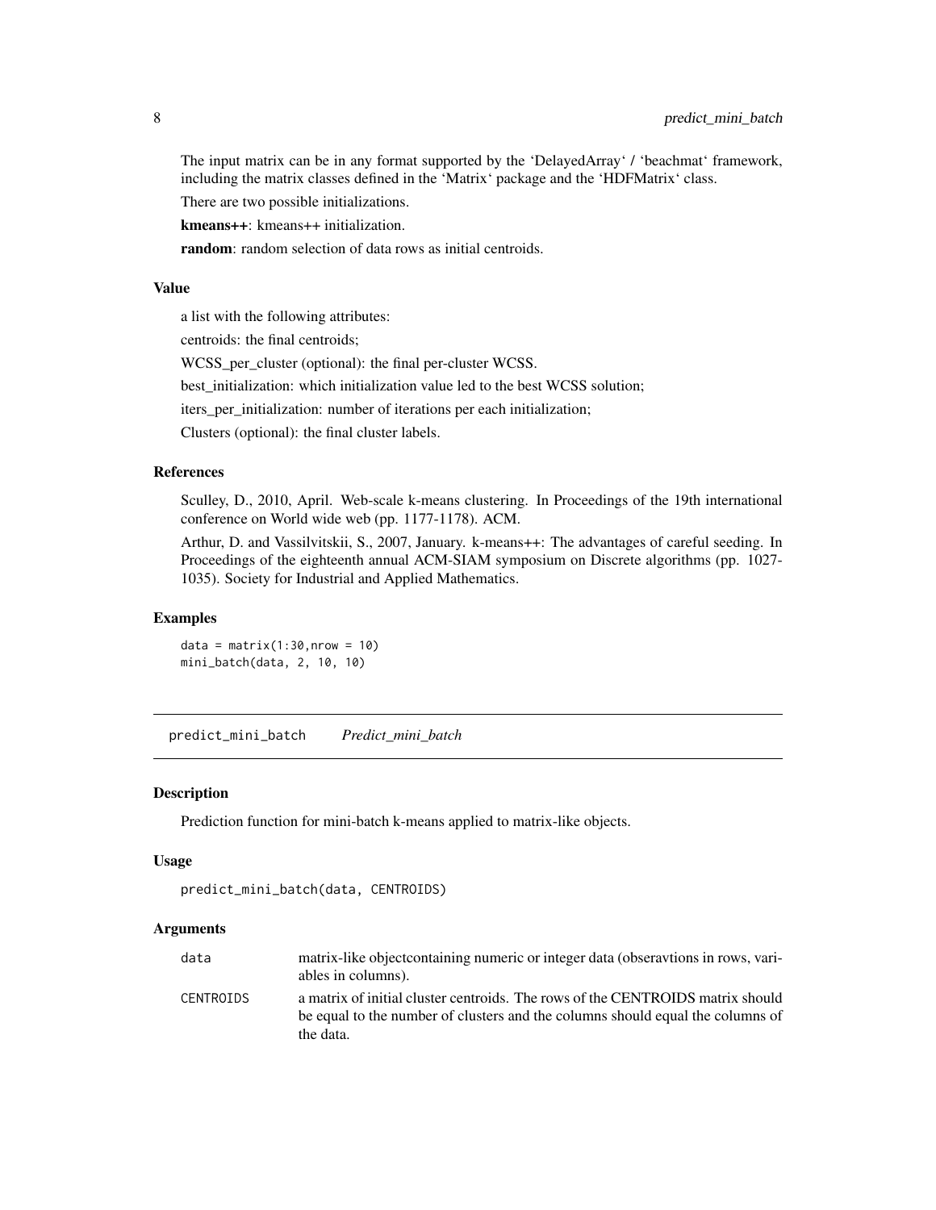The input matrix can be in any format supported by the 'DelayedArray' / 'beachmat' framework, including the matrix classes defined in the 'Matrix' package and the 'HDFMatrix' class.

There are two possible initializations.

**kmeans++**: kmeans++ initialization.

**random**: random selection of data rows as initial centroids.

### Value

a list with the following attributes:

centroids: the final centroids;

WCSS_per_cluster (optional): the final per-cluster WCSS.

best_initialization: which initialization value led to the best WCSS solution;

iters_per_initialization: number of iterations per each initialization;

Clusters (optional): the final cluster labels.

### References

Sculley, D., 2010, April. Web-scale k-means clustering. In Proceedings of the 19th international conference on World wide web (pp. 1177-1178). ACM.

Arthur, D. and Vassilvitskii, S., 2007, January. k-means++: The advantages of careful seeding. In Proceedings of the eighteenth annual ACM-SIAM symposium on Discrete algorithms (pp. 1027-1035). Society for Industrial and Applied Mathematics.

### Examples

```
data = matrix(1:30,nrow = 10)
mini_batch(data, 2, 10, 10)
```

---

## predict_mini_batch *Predict_mini_batch*

---

### Description

Prediction function for mini-batch k-means applied to matrix-like objects.

### Usage

```
predict_mini_batch(data, CENTROIDS)
```

### Arguments

| | |
|---|---|
| data | matrix-like objectcontaining numeric or integer data (obseravtions in rows, variables in columns). |
| CENTROIDS | a matrix of initial cluster centroids. The rows of the CENTROIDS matrix should be equal to the number of clusters and the columns should equal the columns of the data. |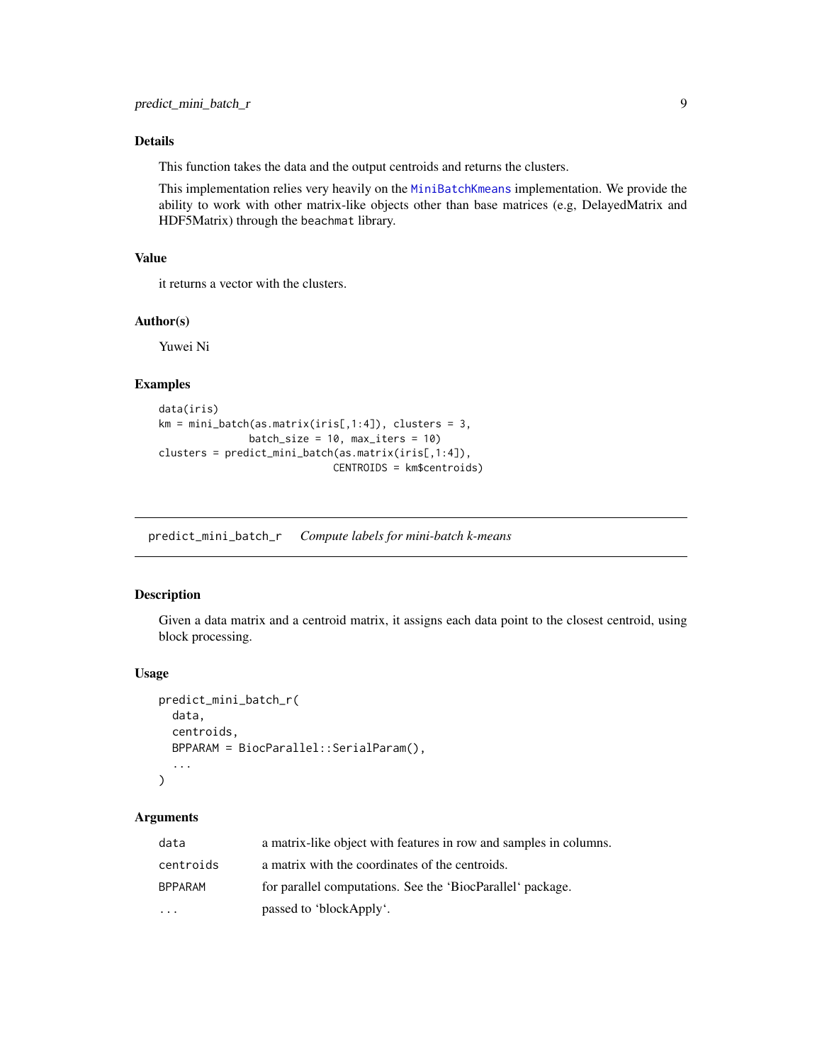## Details

This function takes the data and the output centroids and returns the clusters.

This implementation relies very heavily on the MiniBatchKmeans implementation. We provide the ability to work with other matrix-like objects other than base matrices (e.g, DelayedMatrix and HDF5Matrix) through the beachmat library.

## Value

it returns a vector with the clusters.

## Author(s)

Yuwei Ni

## Examples

```
data(iris)
km = mini_batch(as.matrix(iris[,1:4]), clusters = 3,
              batch_size = 10, max_iters = 10)
clusters = predict_mini_batch(as.matrix(iris[,1:4]),
                              CENTROIDS = km$centroids)
```

---

# predict_mini_batch_r    *Compute labels for mini-batch k-means*

## Description

Given a data matrix and a centroid matrix, it assigns each data point to the closest centroid, using block processing.

## Usage

```
predict_mini_batch_r(
  data,
  centroids,
  BPPARAM = BiocParallel::SerialParam(),
  ...
)
```

## Arguments

| | |
|---|---|
| data | a matrix-like object with features in row and samples in columns. |
| centroids | a matrix with the coordinates of the centroids. |
| BPPARAM | for parallel computations. See the 'BiocParallel' package. |
| ... | passed to 'blockApply'. |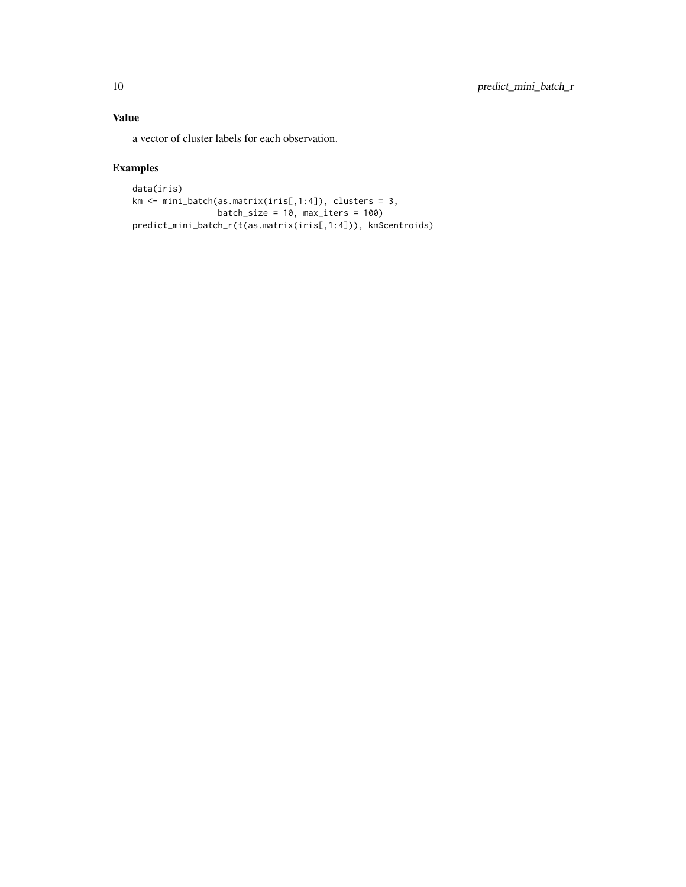## Value

a vector of cluster labels for each observation.

## Examples

```
data(iris)
km <- mini_batch(as.matrix(iris[,1:4]), clusters = 3,
                 batch_size = 10, max_iters = 100)
predict_mini_batch_r(t(as.matrix(iris[,1:4])), km$centroids)
```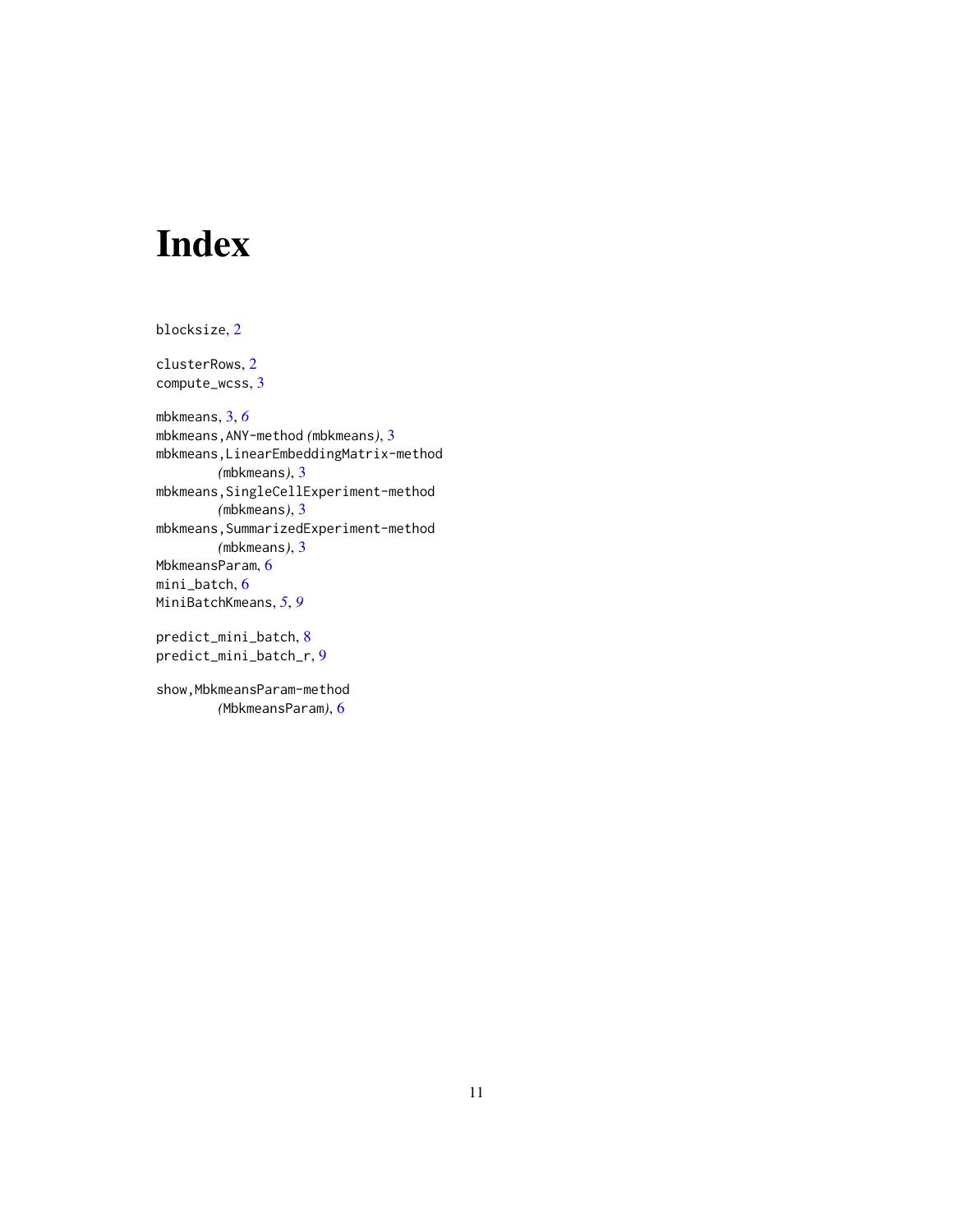# Index

blocksize, 2

clusterRows, 2
compute_wcss, 3

mbkmeans, 3, *6*
mbkmeans,ANY-method *(*mbkmeans*)*, 3
mbkmeans,LinearEmbeddingMatrix-method
    *(*mbkmeans*)*, 3
mbkmeans,SingleCellExperiment-method
    *(*mbkmeans*)*, 3
mbkmeans,SummarizedExperiment-method
    *(*mbkmeans*)*, 3
MbkmeansParam, 6
mini_batch, 6
MiniBatchKmeans, *5*, *9*

predict_mini_batch, 8
predict_mini_batch_r, 9

show,MbkmeansParam-method
    *(*MbkmeansParam*)*, 6